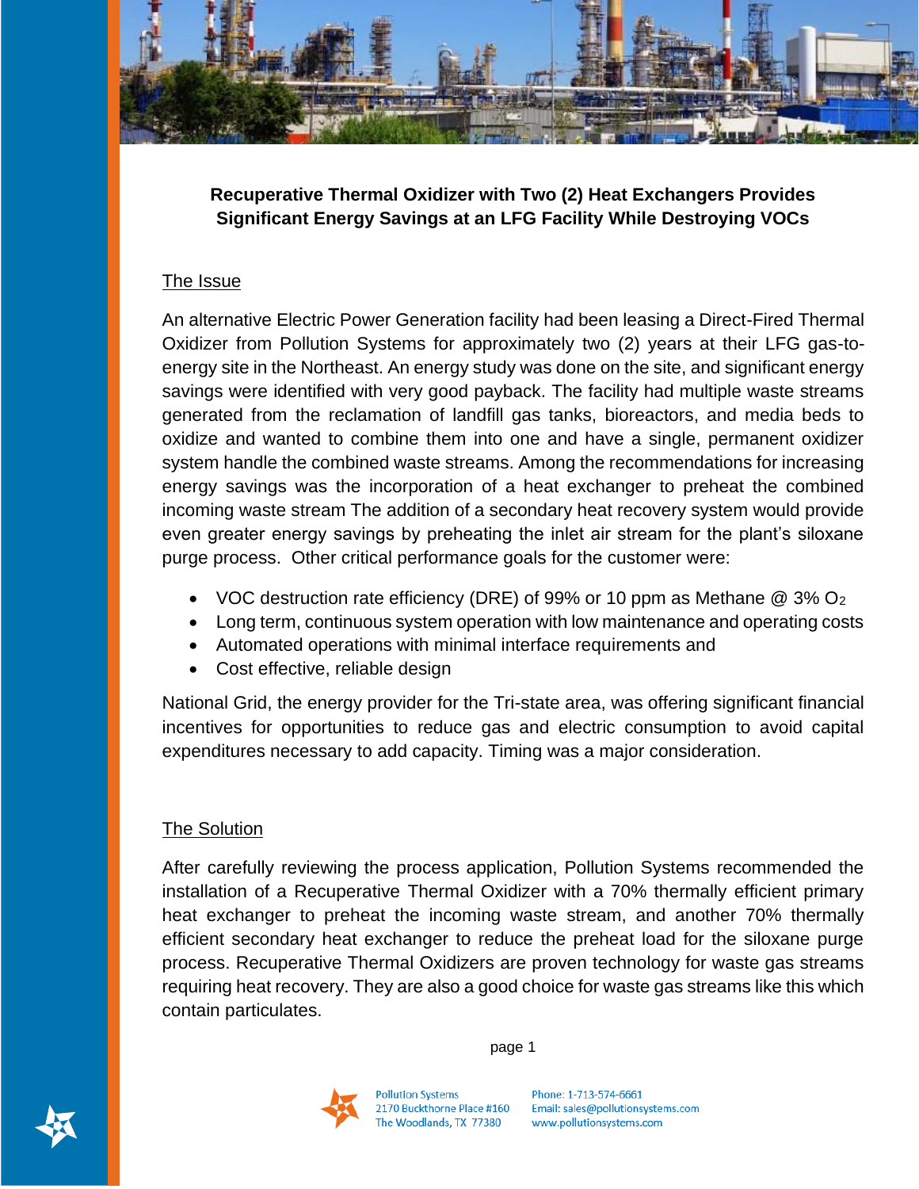# Recuperative Thermal Oxidizer with Two (2) Heat Exchangers Provides Significant Energy Savings at an LFG Facility While Destroying VOCs

## The Issue

An alternative Electric Power Generation facility had been leasing a Direct-Fired Thermal Oxidizer from Pollution Systems for approximately two (2) years at their LFG gas-to-energy site in the Northeast. An energy study was done on the site, and significant energy savings were identified with very good payback. The facility had multiple waste streams generated from the reclamation of landfill gas tanks, bioreactors, and media beds to oxidize and wanted to combine them into one and have a single, permanent oxidizer system handle the combined waste streams. Among the recommendations for increasing energy savings was the incorporation of a heat exchanger to preheat the combined incoming waste stream The addition of a secondary heat recovery system would provide even greater energy savings by preheating the inlet air stream for the plant's siloxane purge process. Other critical performance goals for the customer were:

- VOC destruction rate efficiency (DRE) of 99% or 10 ppm as Methane @ 3% $O_2$
- Long term, continuous system operation with low maintenance and operating costs
- Automated operations with minimal interface requirements and
- Cost effective, reliable design

National Grid, the energy provider for the Tri-state area, was offering significant financial incentives for opportunities to reduce gas and electric consumption to avoid capital expenditures necessary to add capacity. Timing was a major consideration.

## The Solution

After carefully reviewing the process application, Pollution Systems recommended the installation of a Recuperative Thermal Oxidizer with a 70% thermally efficient primary heat exchanger to preheat the incoming waste stream, and another 70% thermally efficient secondary heat exchanger to reduce the preheat load for the siloxane purge process. Recuperative Thermal Oxidizers are proven technology for waste gas streams requiring heat recovery. They are also a good choice for waste gas streams like this which contain particulates.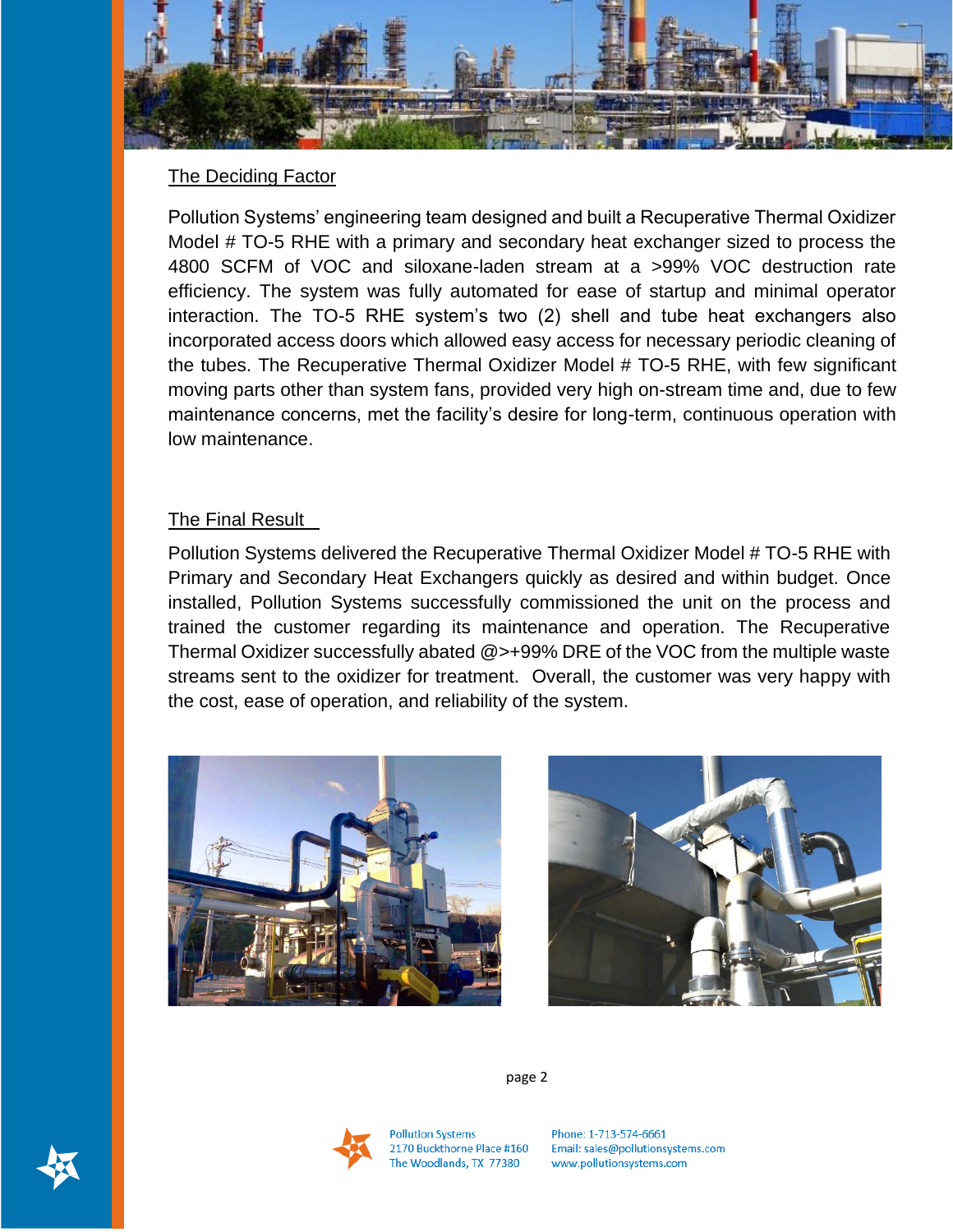## The Deciding Factor

Pollution Systems' engineering team designed and built a Recuperative Thermal Oxidizer Model # TO-5 RHE with a primary and secondary heat exchanger sized to process the 4800 SCFM of VOC and siloxane-laden stream at a >99% VOC destruction rate efficiency. The system was fully automated for ease of startup and minimal operator interaction. The TO-5 RHE system's two (2) shell and tube heat exchangers also incorporated access doors which allowed easy access for necessary periodic cleaning of the tubes. The Recuperative Thermal Oxidizer Model # TO-5 RHE, with few significant moving parts other than system fans, provided very high on-stream time and, due to few maintenance concerns, met the facility's desire for long-term, continuous operation with low maintenance.

## The Final Result

Pollution Systems delivered the Recuperative Thermal Oxidizer Model # TO-5 RHE with Primary and Secondary Heat Exchangers quickly as desired and within budget. Once installed, Pollution Systems successfully commissioned the unit on the process and trained the customer regarding its maintenance and operation. The Recuperative Thermal Oxidizer successfully abated @>+99% DRE of the VOC from the multiple waste streams sent to the oxidizer for treatment. Overall, the customer was very happy with the cost, ease of operation, and reliability of the system.

Pollution Systems
2170 Buckthorne Place #160
The Woodlands, TX 77380

Phone: 1-713-574-6661
Email: sales@pollutionsystems.com
www.pollutionsystems.com